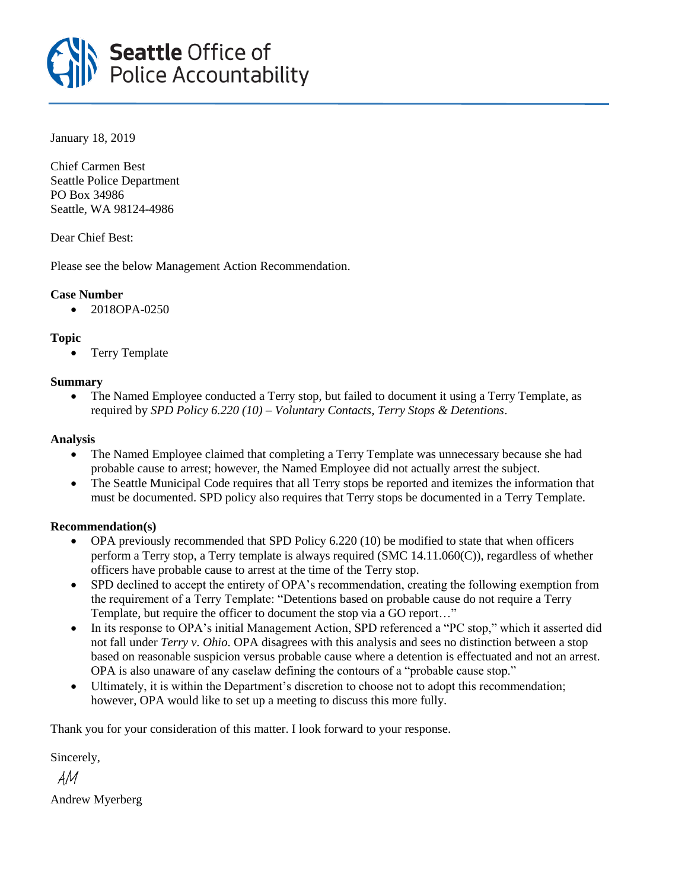**Seattle** Office of Police Accountability

January 18, 2019

Chief Carmen Best
Seattle Police Department
PO Box 34986
Seattle, WA 98124-4986

Dear Chief Best:

Please see the below Management Action Recommendation.

**Case Number**

- 2018OPA-0250

**Topic**

- Terry Template

**Summary**

- The Named Employee conducted a Terry stop, but failed to document it using a Terry Template, as required by *SPD Policy 6.220 (10) – Voluntary Contacts, Terry Stops & Detentions*.

**Analysis**

- The Named Employee claimed that completing a Terry Template was unnecessary because she had probable cause to arrest; however, the Named Employee did not actually arrest the subject.
- The Seattle Municipal Code requires that all Terry stops be reported and itemizes the information that must be documented. SPD policy also requires that Terry stops be documented in a Terry Template.

**Recommendation(s)**

- OPA previously recommended that SPD Policy 6.220 (10) be modified to state that when officers perform a Terry stop, a Terry template is always required (SMC 14.11.060(C)), regardless of whether officers have probable cause to arrest at the time of the Terry stop.
- SPD declined to accept the entirety of OPA's recommendation, creating the following exemption from the requirement of a Terry Template: "Detentions based on probable cause do not require a Terry Template, but require the officer to document the stop via a GO report…"
- In its response to OPA's initial Management Action, SPD referenced a "PC stop," which it asserted did not fall under *Terry v. Ohio*. OPA disagrees with this analysis and sees no distinction between a stop based on reasonable suspicion versus probable cause where a detention is effectuated and not an arrest. OPA is also unaware of any caselaw defining the contours of a "probable cause stop."
- Ultimately, it is within the Department's discretion to choose not to adopt this recommendation; however, OPA would like to set up a meeting to discuss this more fully.

Thank you for your consideration of this matter. I look forward to your response.

Sincerely,

*AM*

Andrew Myerberg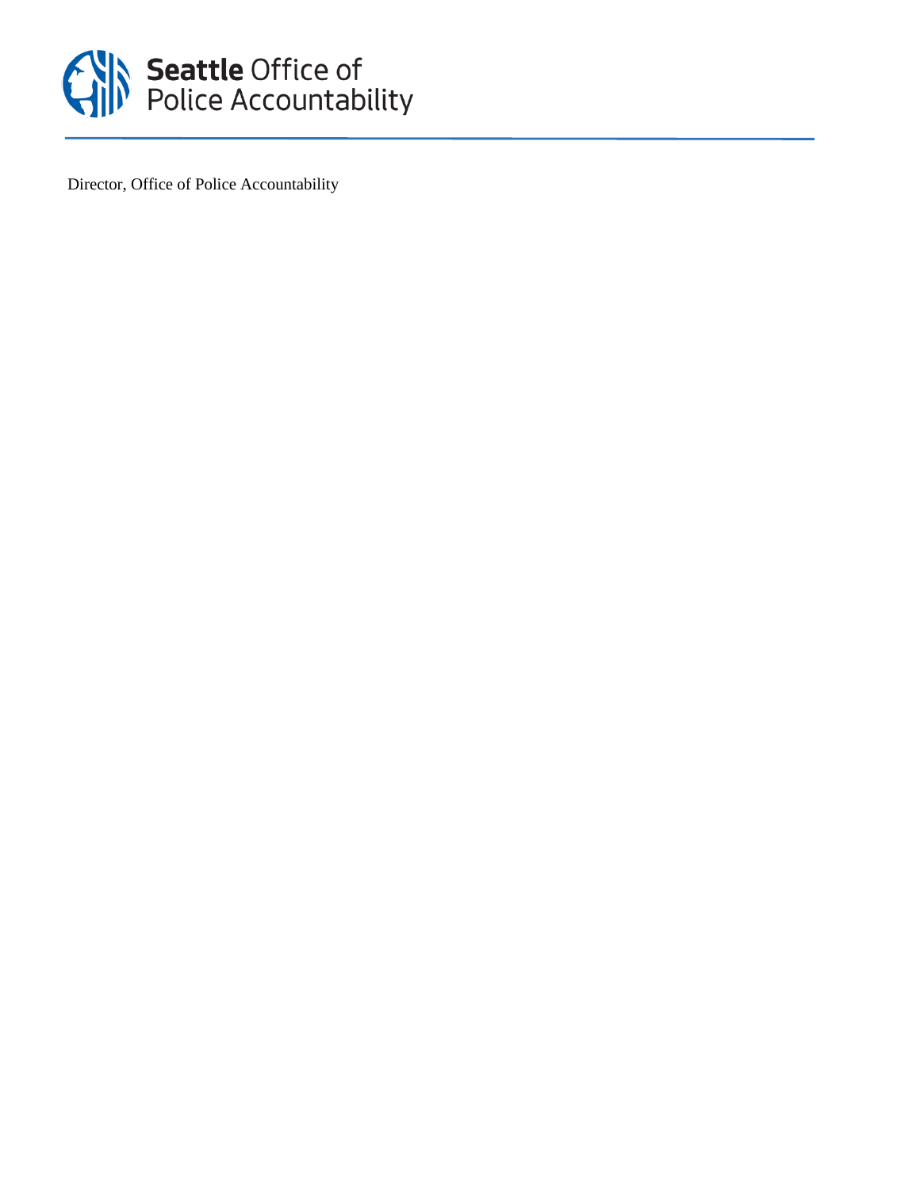Director, Office of Police Accountability